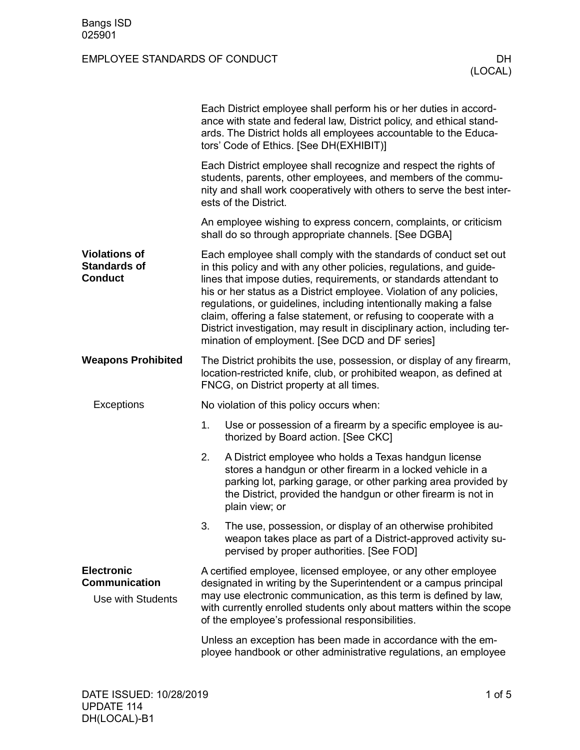# EMPLOYEE STANDARDS OF CONDUCT — DH (LOCAL)

Each District employee shall perform his or her duties in accordance with state and federal law, District policy, and ethical standards. The District holds all employees accountable to the Educators' Code of Ethics. [See DH(EXHIBIT)]

Each District employee shall recognize and respect the rights of students, parents, other employees, and members of the community and shall work cooperatively with others to serve the best interests of the District.

An employee wishing to express concern, complaints, or criticism shall do so through appropriate channels. [See DGBA]

## Violations of Standards of Conduct

Each employee shall comply with the standards of conduct set out in this policy and with any other policies, regulations, and guidelines that impose duties, requirements, or standards attendant to his or her status as a District employee. Violation of any policies, regulations, or guidelines, including intentionally making a false claim, offering a false statement, or refusing to cooperate with a District investigation, may result in disciplinary action, including termination of employment. [See DCD and DF series]

## Weapons Prohibited

The District prohibits the use, possession, or display of any firearm, location-restricted knife, club, or prohibited weapon, as defined at FNCG, on District property at all times.

### Exceptions

No violation of this policy occurs when:

1. Use or possession of a firearm by a specific employee is authorized by Board action. [See CKC]
2. A District employee who holds a Texas handgun license stores a handgun or other firearm in a locked vehicle in a parking lot, parking garage, or other parking area provided by the District, provided the handgun or other firearm is not in plain view; or
3. The use, possession, or display of an otherwise prohibited weapon takes place as part of a District-approved activity supervised by proper authorities. [See FOD]

## Electronic Communication

### Use with Students

A certified employee, licensed employee, or any other employee designated in writing by the Superintendent or a campus principal may use electronic communication, as this term is defined by law, with currently enrolled students only about matters within the scope of the employee's professional responsibilities.

Unless an exception has been made in accordance with the employee handbook or other administrative regulations, an employee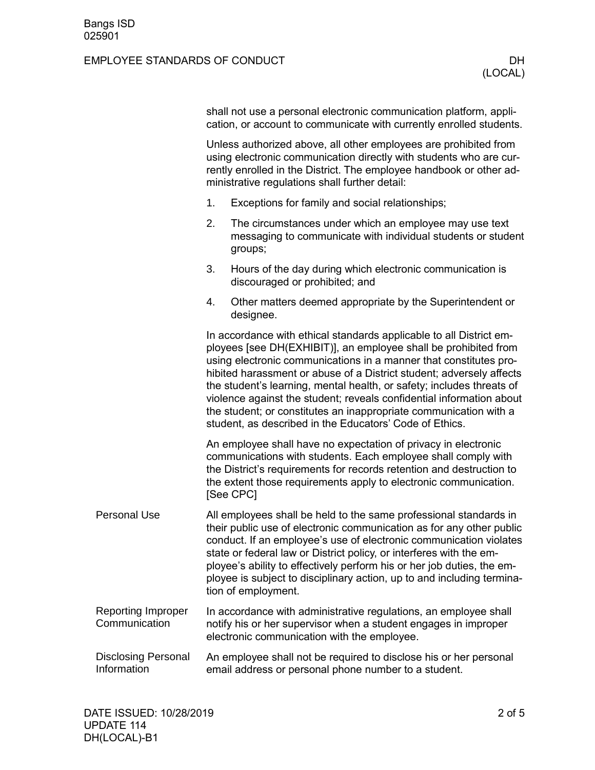shall not use a personal electronic communication platform, application, or account to communicate with currently enrolled students.

Unless authorized above, all other employees are prohibited from using electronic communication directly with students who are currently enrolled in the District. The employee handbook or other administrative regulations shall further detail:

1. Exceptions for family and social relationships;
2. The circumstances under which an employee may use text messaging to communicate with individual students or student groups;
3. Hours of the day during which electronic communication is discouraged or prohibited; and
4. Other matters deemed appropriate by the Superintendent or designee.

In accordance with ethical standards applicable to all District employees [see DH(EXHIBIT)], an employee shall be prohibited from using electronic communications in a manner that constitutes prohibited harassment or abuse of a District student; adversely affects the student's learning, mental health, or safety; includes threats of violence against the student; reveals confidential information about the student; or constitutes an inappropriate communication with a student, as described in the Educators' Code of Ethics.

An employee shall have no expectation of privacy in electronic communications with students. Each employee shall comply with the District's requirements for records retention and destruction to the extent those requirements apply to electronic communication. [See CPC]

## Personal Use

All employees shall be held to the same professional standards in their public use of electronic communication as for any other public conduct. If an employee's use of electronic communication violates state or federal law or District policy, or interferes with the employee's ability to effectively perform his or her job duties, the employee is subject to disciplinary action, up to and including termination of employment.

## Reporting Improper Communication

In accordance with administrative regulations, an employee shall notify his or her supervisor when a student engages in improper electronic communication with the employee.

## Disclosing Personal Information

An employee shall not be required to disclose his or her personal email address or personal phone number to a student.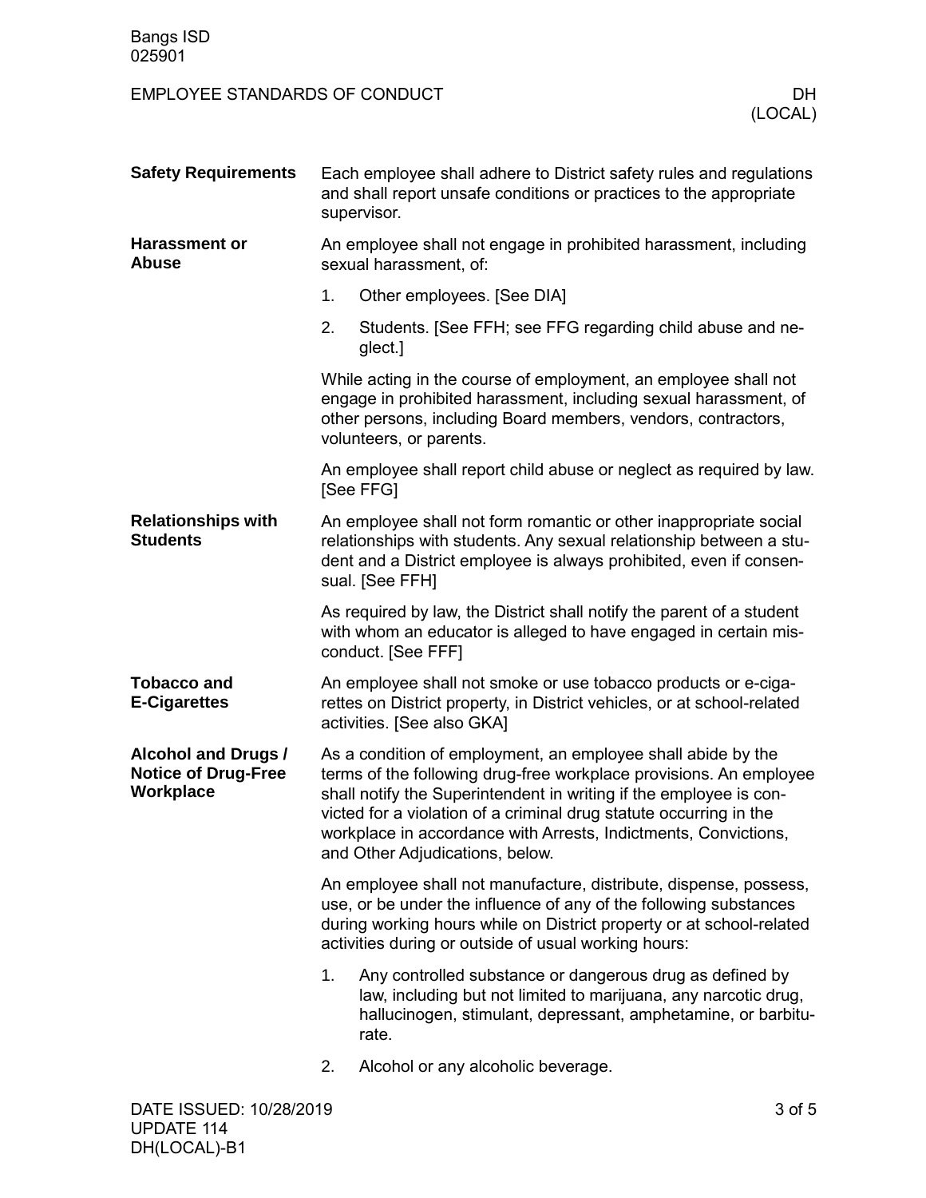## Safety Requirements

Each employee shall adhere to District safety rules and regulations and shall report unsafe conditions or practices to the appropriate supervisor.

## Harassment or Abuse

An employee shall not engage in prohibited harassment, including sexual harassment, of:

1. Other employees. [See DIA]
2. Students. [See FFH; see FFG regarding child abuse and neglect.]

While acting in the course of employment, an employee shall not engage in prohibited harassment, including sexual harassment, of other persons, including Board members, vendors, contractors, volunteers, or parents.

An employee shall report child abuse or neglect as required by law. [See FFG]

## Relationships with Students

An employee shall not form romantic or other inappropriate social relationships with students. Any sexual relationship between a student and a District employee is always prohibited, even if consensual. [See FFH]

As required by law, the District shall notify the parent of a student with whom an educator is alleged to have engaged in certain misconduct. [See FFF]

## Tobacco and E-Cigarettes

An employee shall not smoke or use tobacco products or e-cigarettes on District property, in District vehicles, or at school-related activities. [See also GKA]

## Alcohol and Drugs / Notice of Drug-Free Workplace

As a condition of employment, an employee shall abide by the terms of the following drug-free workplace provisions. An employee shall notify the Superintendent in writing if the employee is convicted for a violation of a criminal drug statute occurring in the workplace in accordance with Arrests, Indictments, Convictions, and Other Adjudications, below.

An employee shall not manufacture, distribute, dispense, possess, use, or be under the influence of any of the following substances during working hours while on District property or at school-related activities during or outside of usual working hours:

1. Any controlled substance or dangerous drug as defined by law, including but not limited to marijuana, any narcotic drug, hallucinogen, stimulant, depressant, amphetamine, or barbiturate.
2. Alcohol or any alcoholic beverage.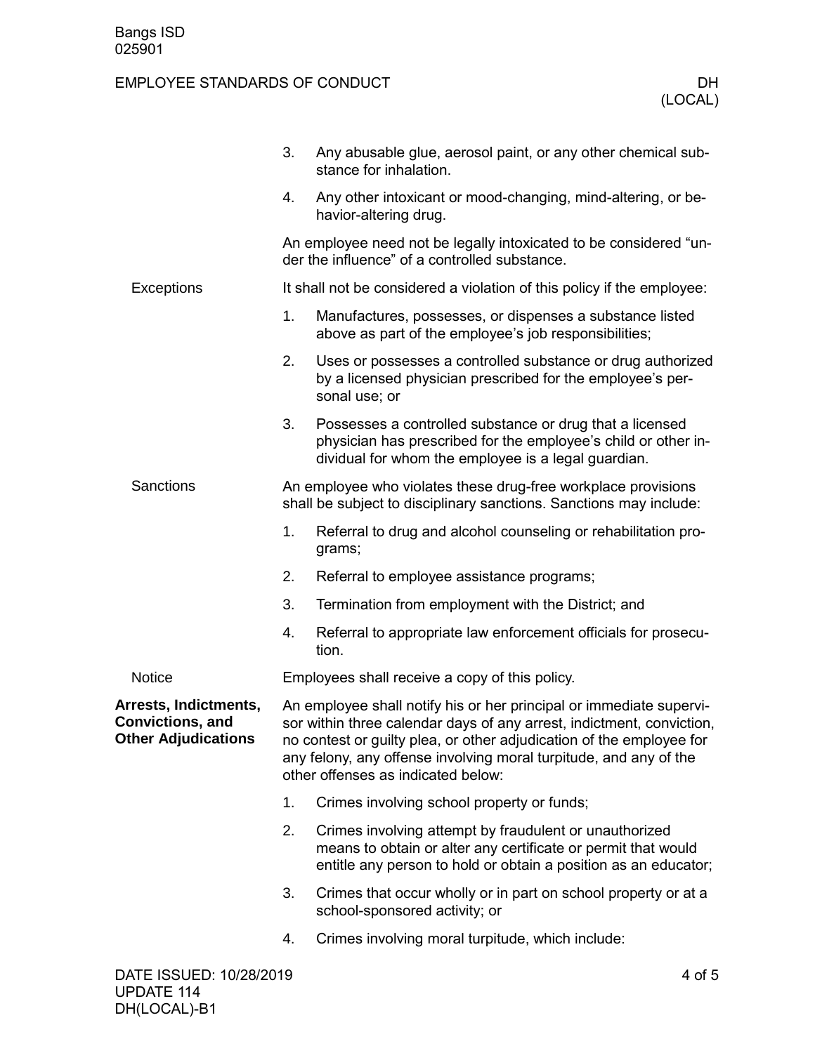3. Any abusable glue, aerosol paint, or any other chemical substance for inhalation.
4. Any other intoxicant or mood-changing, mind-altering, or behavior-altering drug.

An employee need not be legally intoxicated to be considered "under the influence" of a controlled substance.

### Exceptions

It shall not be considered a violation of this policy if the employee:

1. Manufactures, possesses, or dispenses a substance listed above as part of the employee's job responsibilities;
2. Uses or possesses a controlled substance or drug authorized by a licensed physician prescribed for the employee's personal use; or
3. Possesses a controlled substance or drug that a licensed physician has prescribed for the employee's child or other individual for whom the employee is a legal guardian.

### Sanctions

An employee who violates these drug-free workplace provisions shall be subject to disciplinary sanctions. Sanctions may include:

1. Referral to drug and alcohol counseling or rehabilitation programs;
2. Referral to employee assistance programs;
3. Termination from employment with the District; and
4. Referral to appropriate law enforcement officials for prosecution.

### Notice

Employees shall receive a copy of this policy.

## Arrests, Indictments, Convictions, and Other Adjudications

An employee shall notify his or her principal or immediate supervisor within three calendar days of any arrest, indictment, conviction, no contest or guilty plea, or other adjudication of the employee for any felony, any offense involving moral turpitude, and any of the other offenses as indicated below:

1. Crimes involving school property or funds;
2. Crimes involving attempt by fraudulent or unauthorized means to obtain or alter any certificate or permit that would entitle any person to hold or obtain a position as an educator;
3. Crimes that occur wholly or in part on school property or at a school-sponsored activity; or
4. Crimes involving moral turpitude, which include: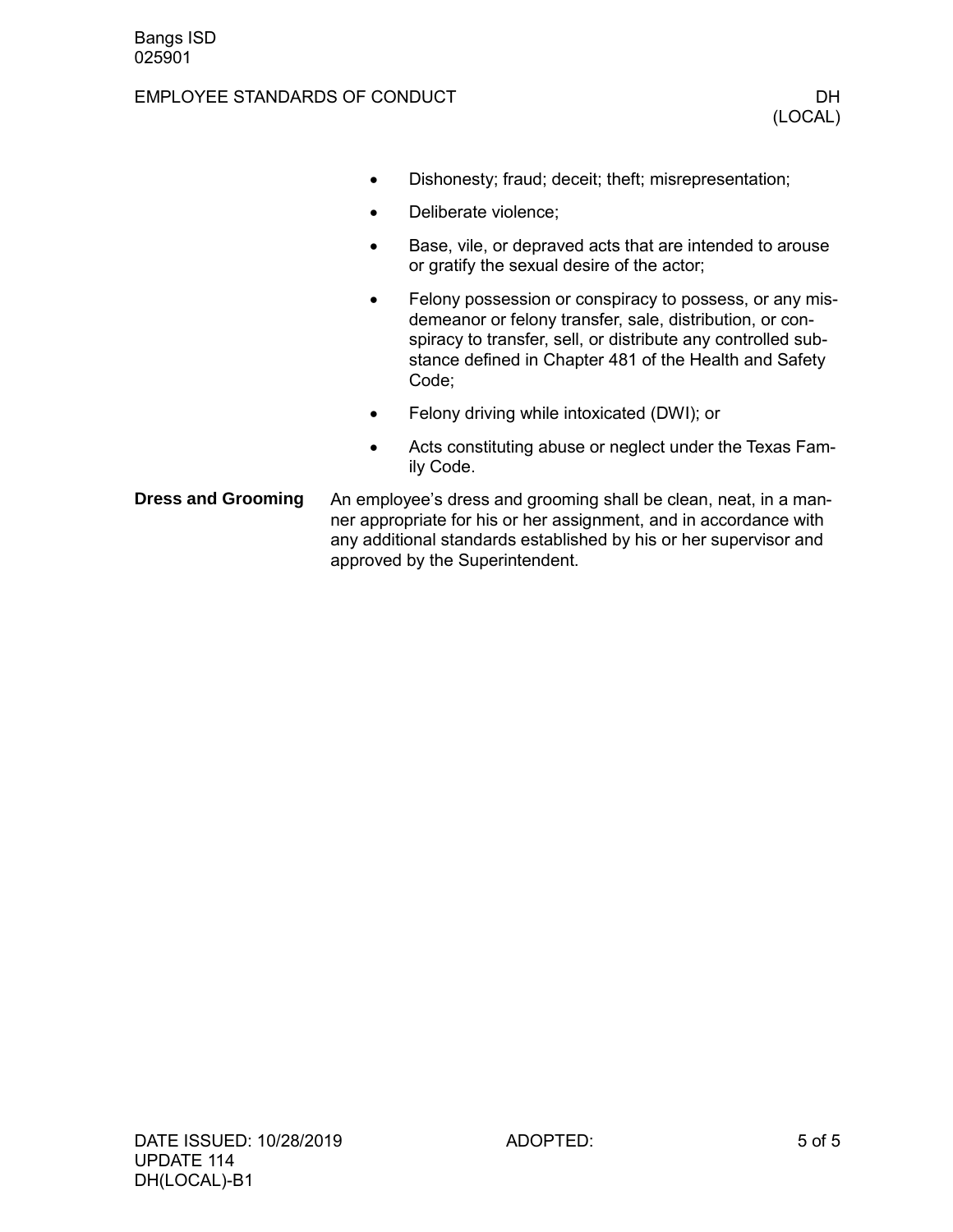- Dishonesty; fraud; deceit; theft; misrepresentation;
- Deliberate violence;
- Base, vile, or depraved acts that are intended to arouse or gratify the sexual desire of the actor;
- Felony possession or conspiracy to possess, or any misdemeanor or felony transfer, sale, distribution, or conspiracy to transfer, sell, or distribute any controlled substance defined in Chapter 481 of the Health and Safety Code;
- Felony driving while intoxicated (DWI); or
- Acts constituting abuse or neglect under the Texas Family Code.

**Dress and Grooming**

An employee's dress and grooming shall be clean, neat, in a manner appropriate for his or her assignment, and in accordance with any additional standards established by his or her supervisor and approved by the Superintendent.